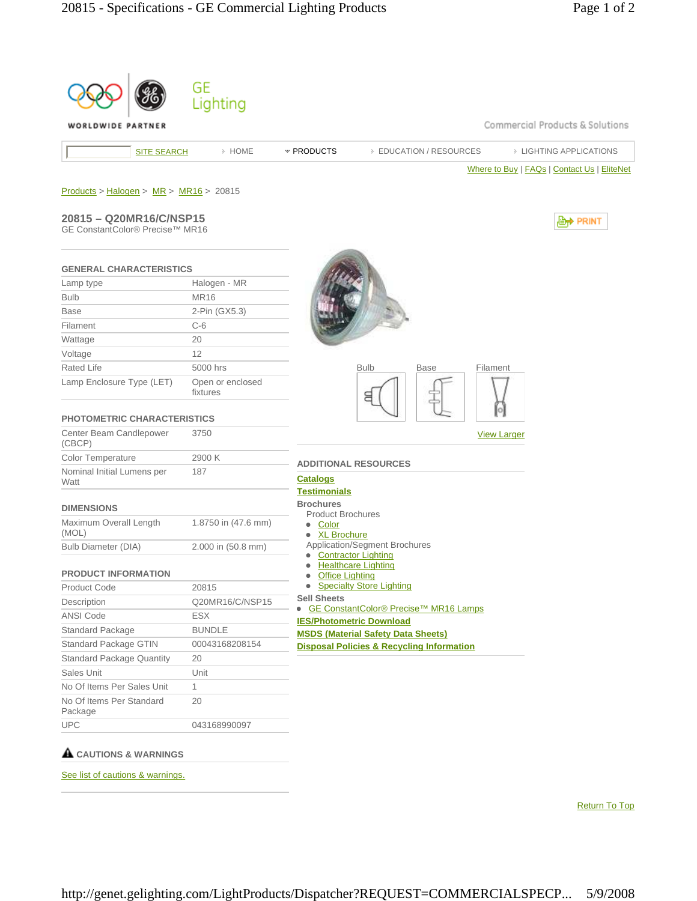GE Lighting

WORLDWIDE PARTNER

Commercial Products & Solutions

SITE SEARCH | HOME | PRODUCTS | EDUCATION / RESOURCES | LIGHTING APPLICATIONS

Where to Buy | FAQs | Contact Us | EliteNet

Products > Halogen > MR > MR16 > 20815

## 20815 – Q20MR16/C/NSP15

GE ConstantColor® Precise™ MR16

PRINT

### GENERAL CHARACTERISTICS

| | |
|---|---|
| Lamp type | Halogen - MR |
| Bulb | MR16 |
| Base | 2-Pin (GX5.3) |
| Filament | C-6 |
| Wattage | 20 |
| Voltage | 12 |
| Rated Life | 5000 hrs |
| Lamp Enclosure Type (LET) | Open or enclosed fixtures |

### PHOTOMETRIC CHARACTERISTICS

| | |
|---|---|
| Center Beam Candlepower (CBCP) | 3750 |
| Color Temperature | 2900 K |
| Nominal Initial Lumens per Watt | 187 |

### DIMENSIONS

| | |
|---|---|
| Maximum Overall Length (MOL) | 1.8750 in (47.6 mm) |
| Bulb Diameter (DIA) | 2.000 in (50.8 mm) |

### PRODUCT INFORMATION

| | |
|---|---|
| Product Code | 20815 |
| Description | Q20MR16/C/NSP15 |
| ANSI Code | ESX |
| Standard Package | BUNDLE |
| Standard Package GTIN | 00043168208154 |
| Standard Package Quantity | 20 |
| Sales Unit | Unit |
| No Of Items Per Sales Unit | 1 |
| No Of Items Per Standard Package | 20 |
| UPC | 043168990097 |

### CAUTIONS & WARNINGS

See list of cautions & warnings.

Bulb | Base | Filament

View Larger

### ADDITIONAL RESOURCES

**Catalogs**

**Testimonials**

**Brochures**

Product Brochures

- Color
- XL Brochure

Application/Segment Brochures

- Contractor Lighting
- Healthcare Lighting
- Office Lighting
- Specialty Store Lighting

**Sell Sheets**

- GE ConstantColor® Precise™ MR16 Lamps

**IES/Photometric Download**

**MSDS (Material Safety Data Sheets)**

**Disposal Policies & Recycling Information**

Return To Top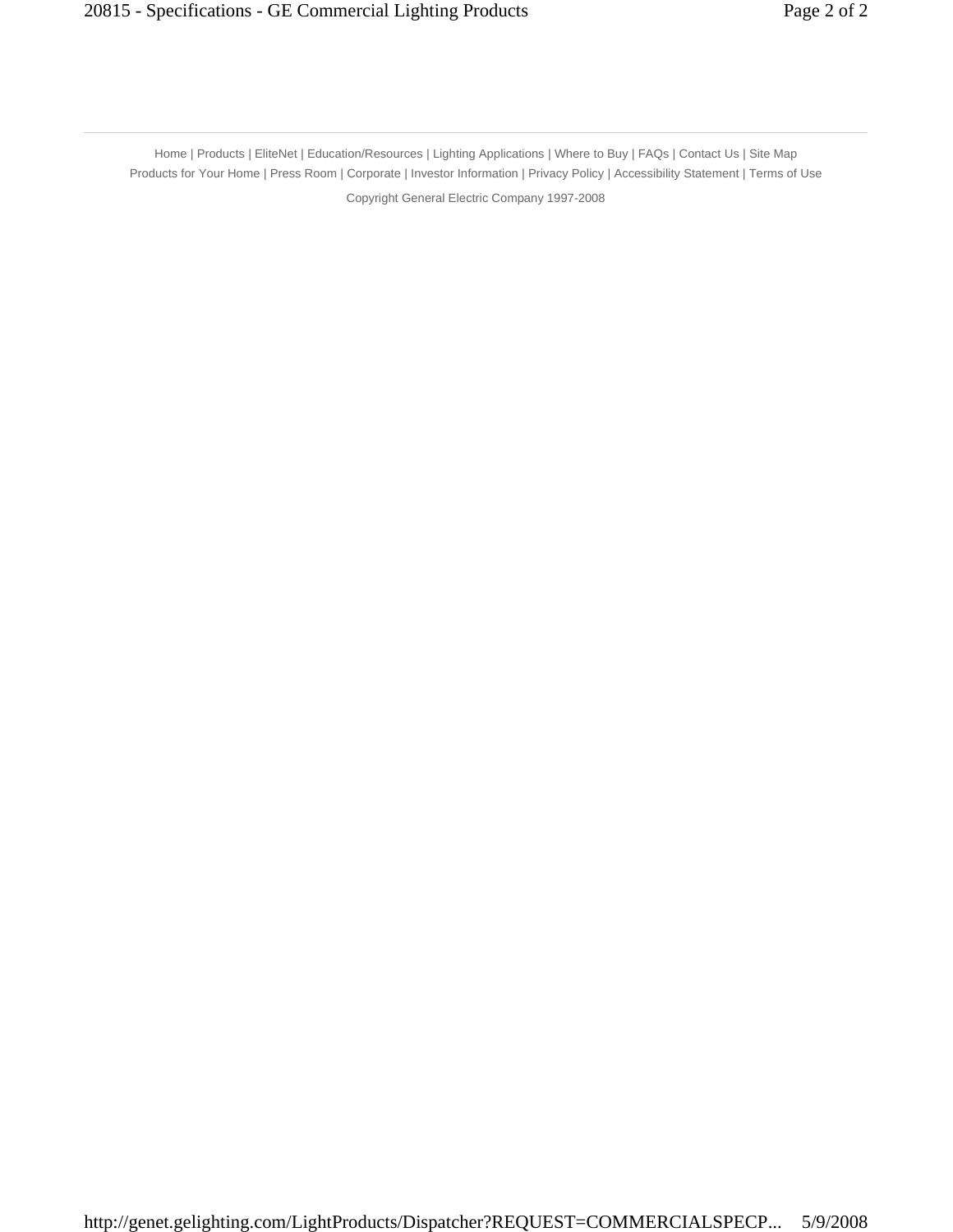Home | Products | EliteNet | Education/Resources | Lighting Applications | Where to Buy | FAQs | Contact Us | Site Map
Products for Your Home | Press Room | Corporate | Investor Information | Privacy Policy | Accessibility Statement | Terms of Use

Copyright General Electric Company 1997-2008